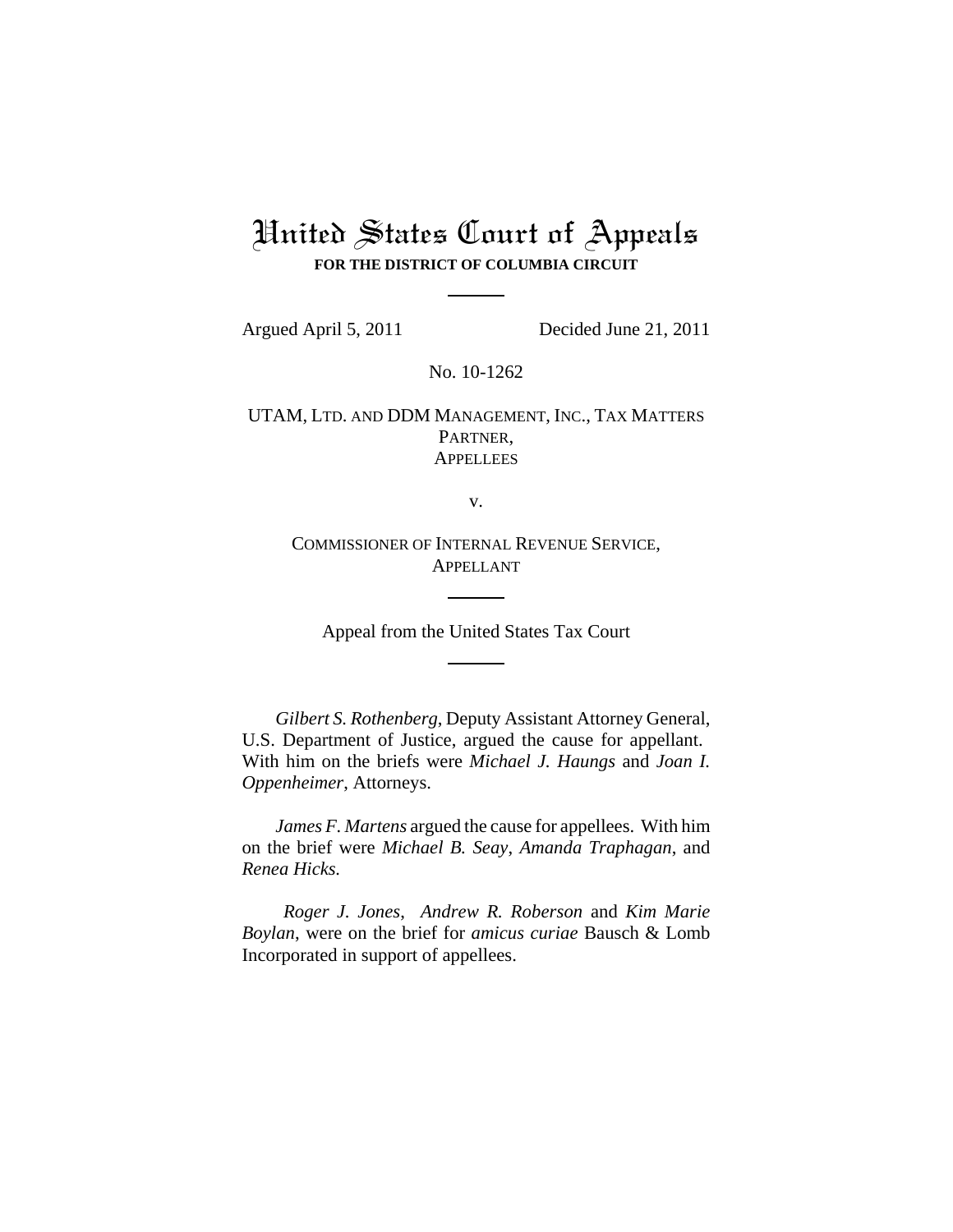# United States Court of Appeals

**FOR THE DISTRICT OF COLUMBIA CIRCUIT**

Argued April 5, 2011 Decided June 21, 2011

No. 10-1262

UTAM, LTD. AND DDM MANAGEMENT, INC., TAX MATTERS PARTNER,
APPELLEES

v.

COMMISSIONER OF INTERNAL REVENUE SERVICE,
APPELLANT

Appeal from the United States Tax Court

*Gilbert S. Rothenberg*, Deputy Assistant Attorney General, U.S. Department of Justice, argued the cause for appellant. With him on the briefs were *Michael J. Haungs* and *Joan I. Oppenheimer*, Attorneys.

*James F. Martens* argued the cause for appellees. With him on the brief were *Michael B. Seay*, *Amanda Traphagan*, and *Renea Hicks.*

*Roger J. Jones*, *Andrew R. Roberson* and *Kim Marie Boylan*, were on the brief for *amicus curiae* Bausch & Lomb Incorporated in support of appellees.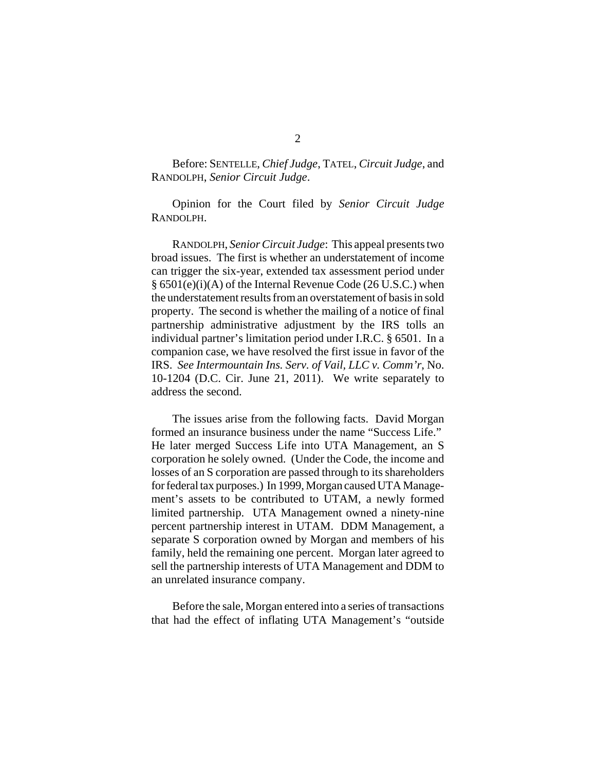Before: SENTELLE, *Chief Judge*, TATEL, *Circuit Judge*, and RANDOLPH, *Senior Circuit Judge*.

Opinion for the Court filed by *Senior Circuit Judge* RANDOLPH.

RANDOLPH, *Senior Circuit Judge*: This appeal presents two broad issues. The first is whether an understatement of income can trigger the six-year, extended tax assessment period under § 6501(e)(i)(A) of the Internal Revenue Code (26 U.S.C.) when the understatement results from an overstatement of basis in sold property. The second is whether the mailing of a notice of final partnership administrative adjustment by the IRS tolls an individual partner's limitation period under I.R.C. § 6501. In a companion case, we have resolved the first issue in favor of the IRS. *See Intermountain Ins. Serv. of Vail, LLC v. Comm'r*, No. 10-1204 (D.C. Cir. June 21, 2011). We write separately to address the second.

The issues arise from the following facts. David Morgan formed an insurance business under the name "Success Life." He later merged Success Life into UTA Management, an S corporation he solely owned. (Under the Code, the income and losses of an S corporation are passed through to its shareholders for federal tax purposes.) In 1999, Morgan caused UTA Management's assets to be contributed to UTAM, a newly formed limited partnership. UTA Management owned a ninety-nine percent partnership interest in UTAM. DDM Management, a separate S corporation owned by Morgan and members of his family, held the remaining one percent. Morgan later agreed to sell the partnership interests of UTA Management and DDM to an unrelated insurance company.

Before the sale, Morgan entered into a series of transactions that had the effect of inflating UTA Management's "outside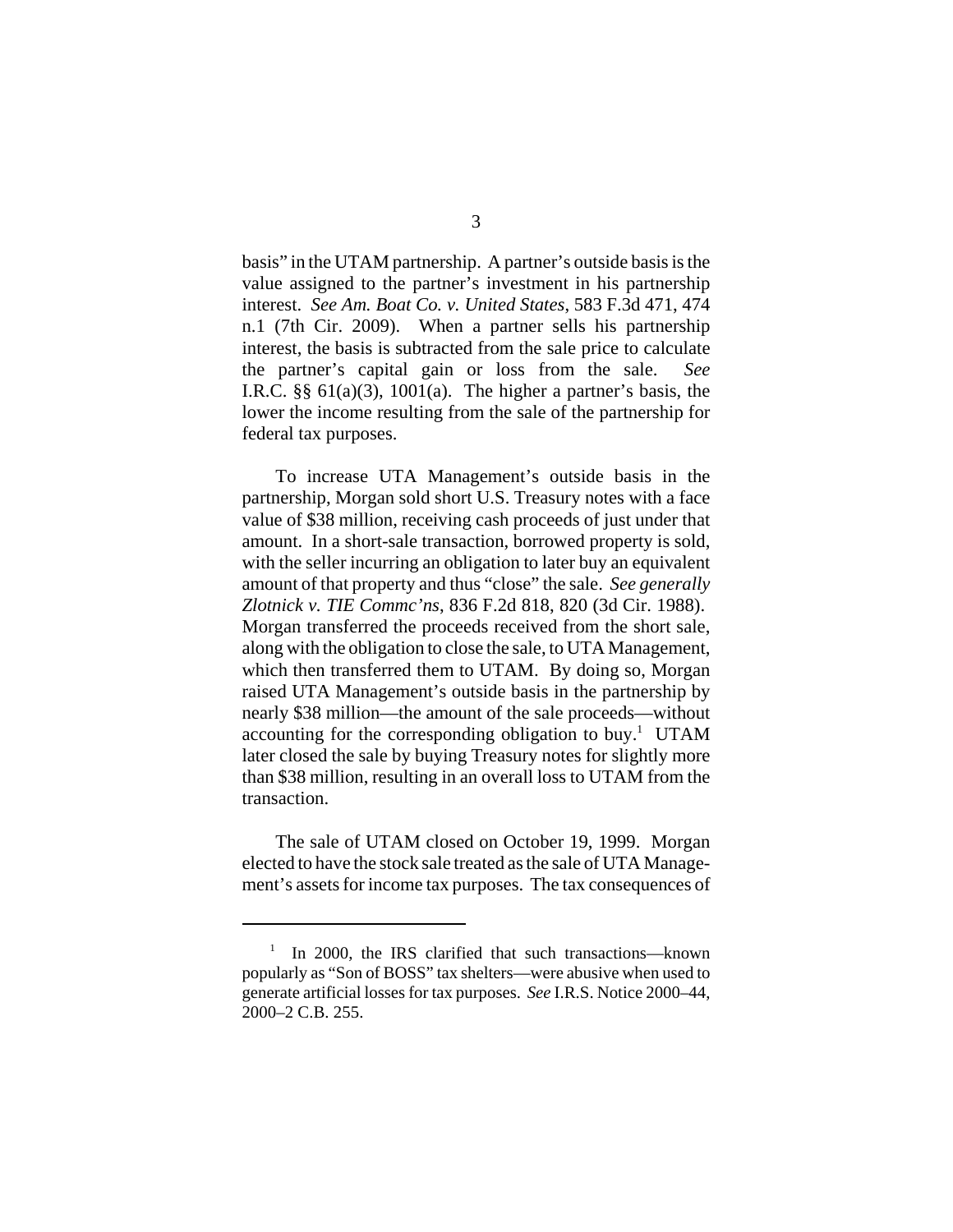basis" in the UTAM partnership. A partner's outside basis is the value assigned to the partner's investment in his partnership interest. *See Am. Boat Co. v. United States*, 583 F.3d 471, 474 n.1 (7th Cir. 2009). When a partner sells his partnership interest, the basis is subtracted from the sale price to calculate the partner's capital gain or loss from the sale. *See* I.R.C. §§ 61(a)(3), 1001(a). The higher a partner's basis, the lower the income resulting from the sale of the partnership for federal tax purposes.

To increase UTA Management's outside basis in the partnership, Morgan sold short U.S. Treasury notes with a face value of $38 million, receiving cash proceeds of just under that amount. In a short-sale transaction, borrowed property is sold, with the seller incurring an obligation to later buy an equivalent amount of that property and thus "close" the sale. *See generally Zlotnick v. TIE Commc'ns*, 836 F.2d 818, 820 (3d Cir. 1988). Morgan transferred the proceeds received from the short sale, along with the obligation to close the sale, to UTA Management, which then transferred them to UTAM. By doing so, Morgan raised UTA Management's outside basis in the partnership by nearly $38 million—the amount of the sale proceeds—without accounting for the corresponding obligation to buy.[1] UTAM later closed the sale by buying Treasury notes for slightly more than $38 million, resulting in an overall loss to UTAM from the transaction.

The sale of UTAM closed on October 19, 1999. Morgan elected to have the stock sale treated as the sale of UTA Management's assets for income tax purposes. The tax consequences of

[1] In 2000, the IRS clarified that such transactions—known popularly as "Son of BOSS" tax shelters—were abusive when used to generate artificial losses for tax purposes. *See* I.R.S. Notice 2000–44, 2000–2 C.B. 255.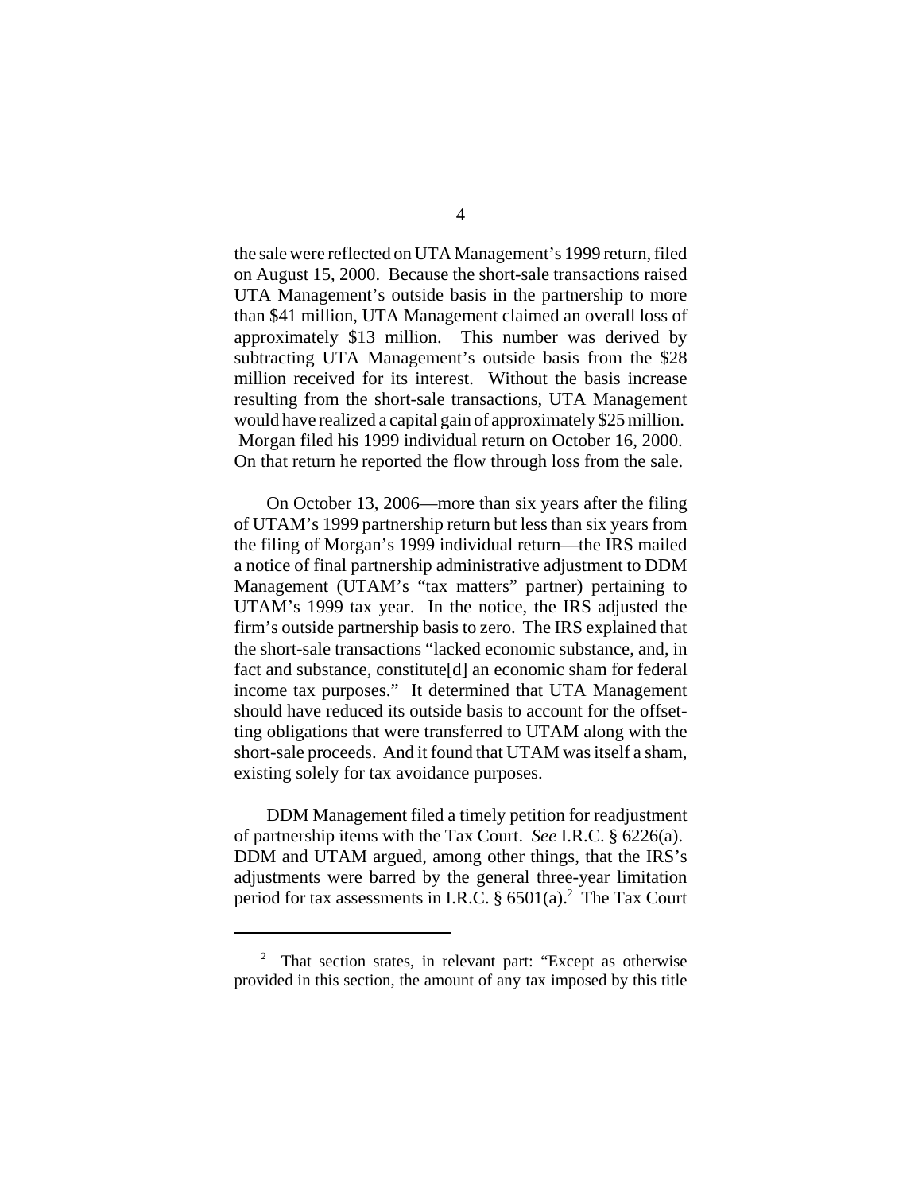the sale were reflected on UTA Management's 1999 return, filed on August 15, 2000. Because the short-sale transactions raised UTA Management's outside basis in the partnership to more than $41 million, UTA Management claimed an overall loss of approximately $13 million. This number was derived by subtracting UTA Management's outside basis from the $28 million received for its interest. Without the basis increase resulting from the short-sale transactions, UTA Management would have realized a capital gain of approximately $25 million. Morgan filed his 1999 individual return on October 16, 2000. On that return he reported the flow through loss from the sale.

On October 13, 2006—more than six years after the filing of UTAM's 1999 partnership return but less than six years from the filing of Morgan's 1999 individual return—the IRS mailed a notice of final partnership administrative adjustment to DDM Management (UTAM's "tax matters" partner) pertaining to UTAM's 1999 tax year. In the notice, the IRS adjusted the firm's outside partnership basis to zero. The IRS explained that the short-sale transactions "lacked economic substance, and, in fact and substance, constitute[d] an economic sham for federal income tax purposes." It determined that UTA Management should have reduced its outside basis to account for the offsetting obligations that were transferred to UTAM along with the short-sale proceeds. And it found that UTAM was itself a sham, existing solely for tax avoidance purposes.

DDM Management filed a timely petition for readjustment of partnership items with the Tax Court. *See* I.R.C. § 6226(a). DDM and UTAM argued, among other things, that the IRS's adjustments were barred by the general three-year limitation period for tax assessments in I.R.C. § 6501(a).[2] The Tax Court

[2] That section states, in relevant part: "Except as otherwise provided in this section, the amount of any tax imposed by this title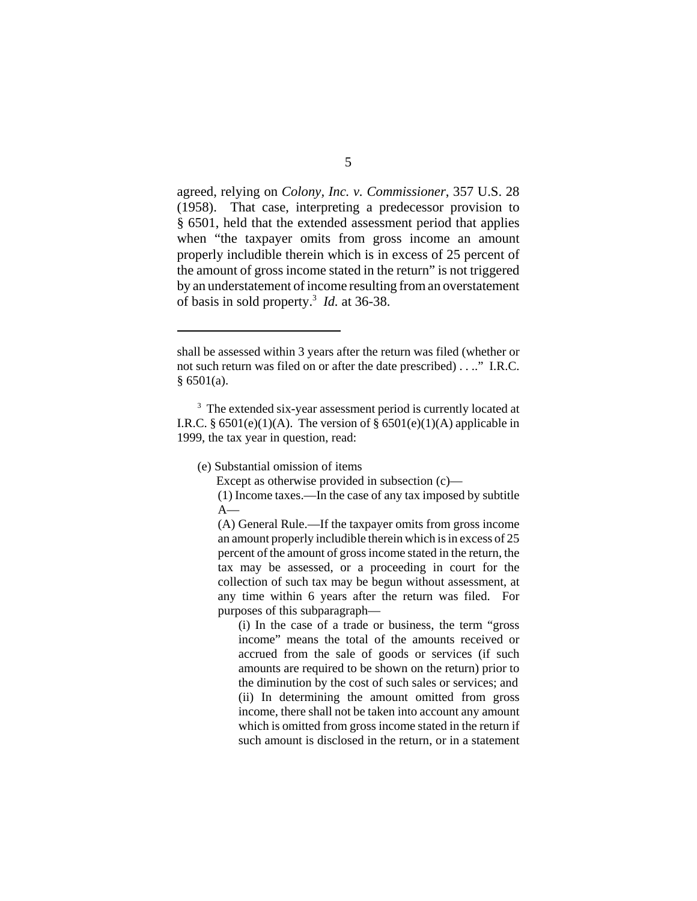agreed, relying on *Colony, Inc. v. Commissioner*, 357 U.S. 28 (1958). That case, interpreting a predecessor provision to § 6501, held that the extended assessment period that applies when "the taxpayer omits from gross income an amount properly includible therein which is in excess of 25 percent of the amount of gross income stated in the return" is not triggered by an understatement of income resulting from an overstatement of basis in sold property.[3] *Id.* at 36-38.

---

shall be assessed within 3 years after the return was filed (whether or not such return was filed on or after the date prescribed) . . .." I.R.C. § 6501(a).

[3] The extended six-year assessment period is currently located at I.R.C. § 6501(e)(1)(A). The version of § 6501(e)(1)(A) applicable in 1999, the tax year in question, read:

> (e) Substantial omission of items
>
> Except as otherwise provided in subsection (c)—
>
> (1) Income taxes.—In the case of any tax imposed by subtitle A—
>
> (A) General Rule.—If the taxpayer omits from gross income an amount properly includible therein which is in excess of 25 percent of the amount of gross income stated in the return, the tax may be assessed, or a proceeding in court for the collection of such tax may be begun without assessment, at any time within 6 years after the return was filed. For purposes of this subparagraph—
>
> > (i) In the case of a trade or business, the term "gross income" means the total of the amounts received or accrued from the sale of goods or services (if such amounts are required to be shown on the return) prior to the diminution by the cost of such sales or services; and
> >
> > (ii) In determining the amount omitted from gross income, there shall not be taken into account any amount which is omitted from gross income stated in the return if such amount is disclosed in the return, or in a statement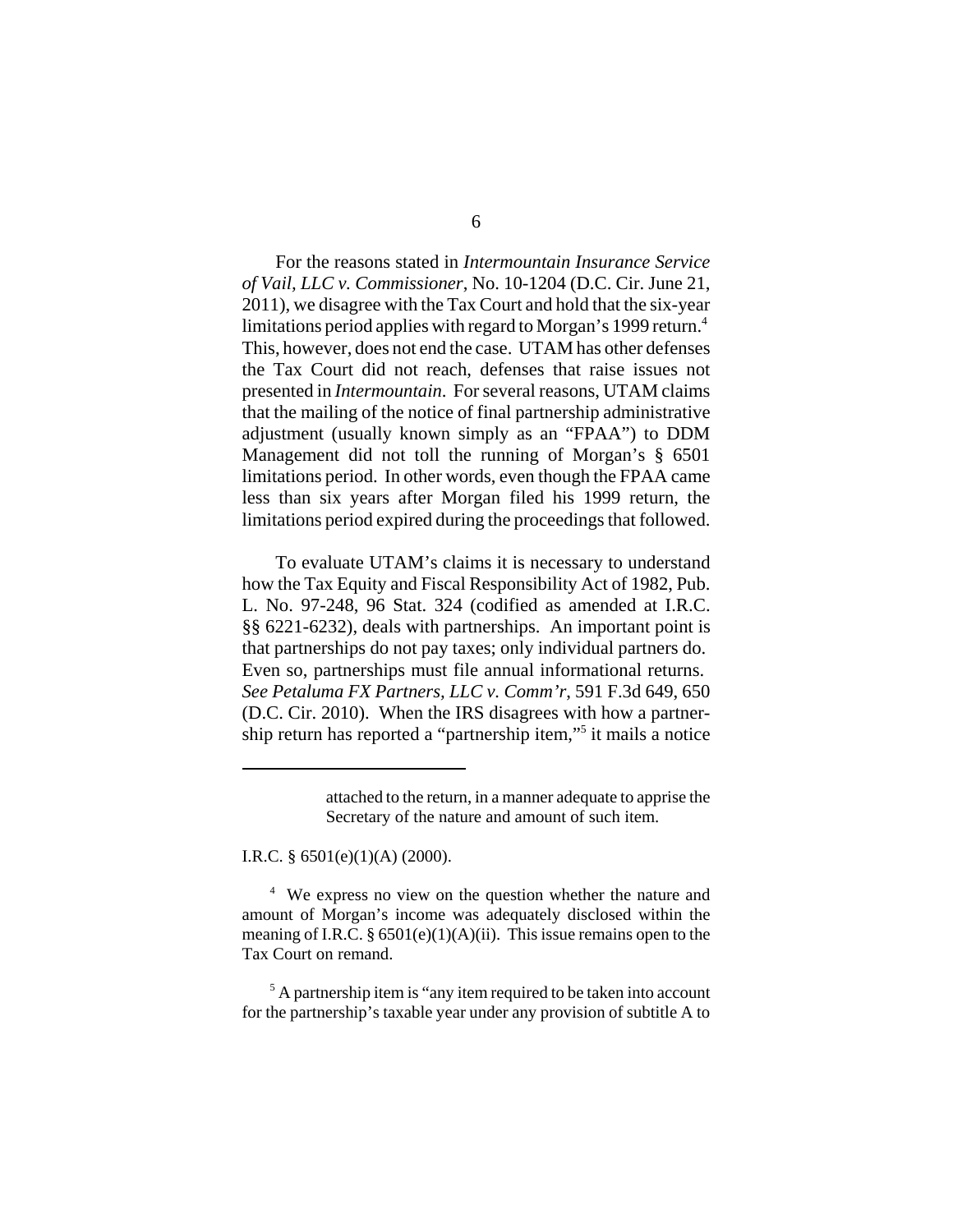For the reasons stated in *Intermountain Insurance Service of Vail, LLC v. Commissioner*, No. 10-1204 (D.C. Cir. June 21, 2011), we disagree with the Tax Court and hold that the six-year limitations period applies with regard to Morgan's 1999 return.[4] This, however, does not end the case. UTAM has other defenses the Tax Court did not reach, defenses that raise issues not presented in *Intermountain*. For several reasons, UTAM claims that the mailing of the notice of final partnership administrative adjustment (usually known simply as an "FPAA") to DDM Management did not toll the running of Morgan's § 6501 limitations period. In other words, even though the FPAA came less than six years after Morgan filed his 1999 return, the limitations period expired during the proceedings that followed.

To evaluate UTAM's claims it is necessary to understand how the Tax Equity and Fiscal Responsibility Act of 1982, Pub. L. No. 97-248, 96 Stat. 324 (codified as amended at I.R.C. §§ 6221-6232), deals with partnerships. An important point is that partnerships do not pay taxes; only individual partners do. Even so, partnerships must file annual informational returns. *See Petaluma FX Partners, LLC v. Comm'r*, 591 F.3d 649, 650 (D.C. Cir. 2010). When the IRS disagrees with how a partnership return has reported a "partnership item,"[5] it mails a notice

---

> attached to the return, in a manner adequate to apprise the Secretary of the nature and amount of such item.

I.R.C. § 6501(e)(1)(A) (2000).

[4] We express no view on the question whether the nature and amount of Morgan's income was adequately disclosed within the meaning of I.R.C. § 6501(e)(1)(A)(ii). This issue remains open to the Tax Court on remand.

[5] A partnership item is "any item required to be taken into account for the partnership's taxable year under any provision of subtitle A to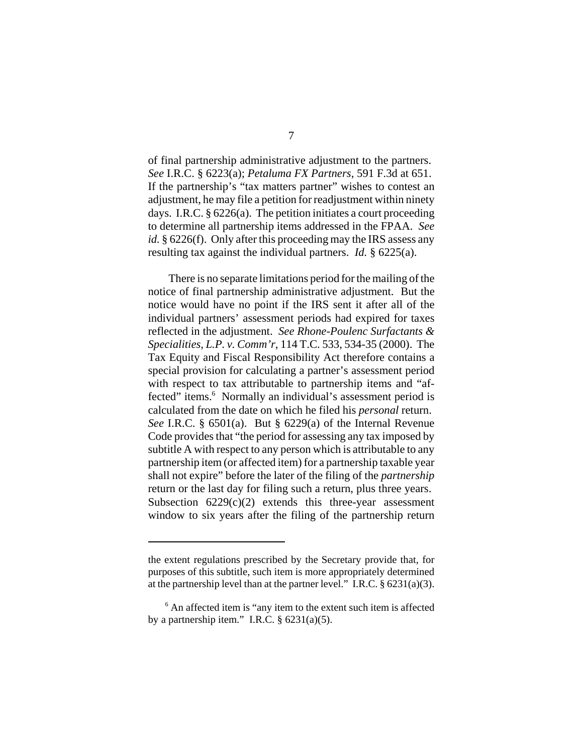of final partnership administrative adjustment to the partners. *See* I.R.C. § 6223(a); *Petaluma FX Partners*, 591 F.3d at 651. If the partnership's "tax matters partner" wishes to contest an adjustment, he may file a petition for readjustment within ninety days. I.R.C. § 6226(a). The petition initiates a court proceeding to determine all partnership items addressed in the FPAA. *See id.* § 6226(f). Only after this proceeding may the IRS assess any resulting tax against the individual partners. *Id.* § 6225(a).

There is no separate limitations period for the mailing of the notice of final partnership administrative adjustment. But the notice would have no point if the IRS sent it after all of the individual partners' assessment periods had expired for taxes reflected in the adjustment. *See Rhone-Poulenc Surfactants & Specialities, L.P. v. Comm'r*, 114 T.C. 533, 534-35 (2000). The Tax Equity and Fiscal Responsibility Act therefore contains a special provision for calculating a partner's assessment period with respect to tax attributable to partnership items and "affected" items.[6] Normally an individual's assessment period is calculated from the date on which he filed his *personal* return. *See* I.R.C. § 6501(a). But § 6229(a) of the Internal Revenue Code provides that "the period for assessing any tax imposed by subtitle A with respect to any person which is attributable to any partnership item (or affected item) for a partnership taxable year shall not expire" before the later of the filing of the *partnership* return or the last day for filing such a return, plus three years. Subsection 6229(c)(2) extends this three-year assessment window to six years after the filing of the partnership return

---

the extent regulations prescribed by the Secretary provide that, for purposes of this subtitle, such item is more appropriately determined at the partnership level than at the partner level." I.R.C. § 6231(a)(3).

[6] An affected item is "any item to the extent such item is affected by a partnership item." I.R.C. § 6231(a)(5).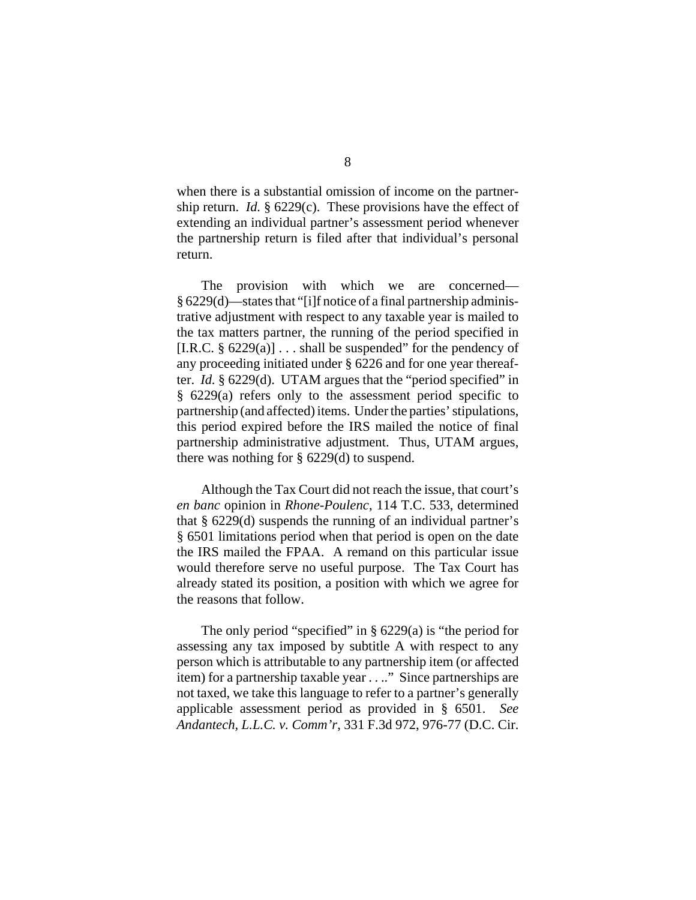when there is a substantial omission of income on the partnership return. *Id.* § 6229(c). These provisions have the effect of extending an individual partner's assessment period whenever the partnership return is filed after that individual's personal return.

The provision with which we are concerned—§ 6229(d)—states that "[i]f notice of a final partnership administrative adjustment with respect to any taxable year is mailed to the tax matters partner, the running of the period specified in [I.R.C. § 6229(a)] . . . shall be suspended" for the pendency of any proceeding initiated under § 6226 and for one year thereafter. *Id.* § 6229(d). UTAM argues that the "period specified" in § 6229(a) refers only to the assessment period specific to partnership (and affected) items. Under the parties' stipulations, this period expired before the IRS mailed the notice of final partnership administrative adjustment. Thus, UTAM argues, there was nothing for § 6229(d) to suspend.

Although the Tax Court did not reach the issue, that court's *en banc* opinion in *Rhone-Poulenc*, 114 T.C. 533, determined that § 6229(d) suspends the running of an individual partner's § 6501 limitations period when that period is open on the date the IRS mailed the FPAA. A remand on this particular issue would therefore serve no useful purpose. The Tax Court has already stated its position, a position with which we agree for the reasons that follow.

The only period "specified" in § 6229(a) is "the period for assessing any tax imposed by subtitle A with respect to any person which is attributable to any partnership item (or affected item) for a partnership taxable year . . .." Since partnerships are not taxed, we take this language to refer to a partner's generally applicable assessment period as provided in § 6501. *See Andantech, L.L.C. v. Comm'r*, 331 F.3d 972, 976-77 (D.C. Cir.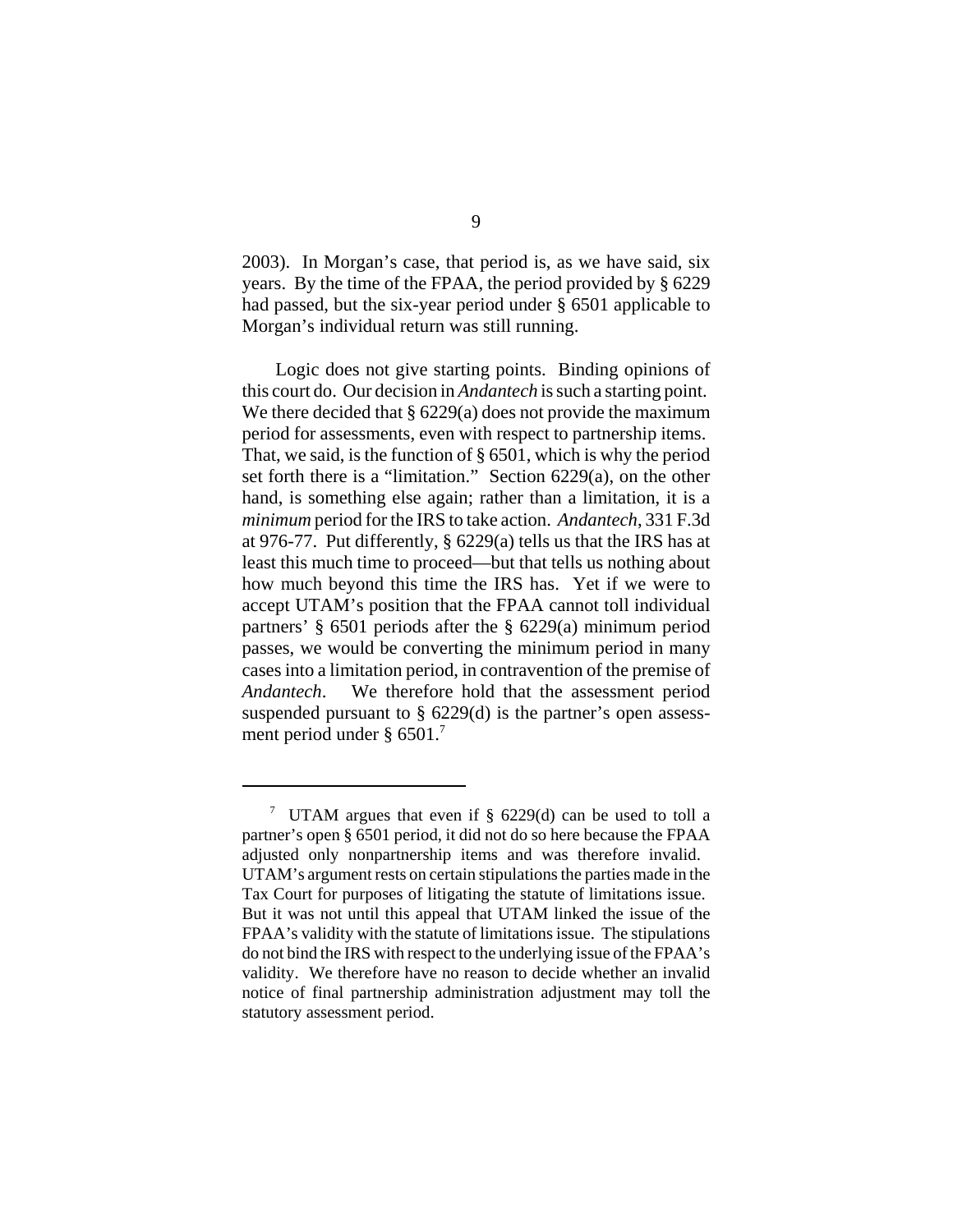2003). In Morgan's case, that period is, as we have said, six years. By the time of the FPAA, the period provided by § 6229 had passed, but the six-year period under § 6501 applicable to Morgan's individual return was still running.

Logic does not give starting points. Binding opinions of this court do. Our decision in *Andantech* is such a starting point. We there decided that § 6229(a) does not provide the maximum period for assessments, even with respect to partnership items. That, we said, is the function of § 6501, which is why the period set forth there is a "limitation." Section 6229(a), on the other hand, is something else again; rather than a limitation, it is a *minimum* period for the IRS to take action. *Andantech*, 331 F.3d at 976-77. Put differently, § 6229(a) tells us that the IRS has at least this much time to proceed—but that tells us nothing about how much beyond this time the IRS has. Yet if we were to accept UTAM's position that the FPAA cannot toll individual partners' § 6501 periods after the § 6229(a) minimum period passes, we would be converting the minimum period in many cases into a limitation period, in contravention of the premise of *Andantech*. We therefore hold that the assessment period suspended pursuant to § 6229(d) is the partner's open assessment period under § 6501.[7]

---

[7] UTAM argues that even if § 6229(d) can be used to toll a partner's open § 6501 period, it did not do so here because the FPAA adjusted only nonpartnership items and was therefore invalid. UTAM's argument rests on certain stipulations the parties made in the Tax Court for purposes of litigating the statute of limitations issue. But it was not until this appeal that UTAM linked the issue of the FPAA's validity with the statute of limitations issue. The stipulations do not bind the IRS with respect to the underlying issue of the FPAA's validity. We therefore have no reason to decide whether an invalid notice of final partnership administration adjustment may toll the statutory assessment period.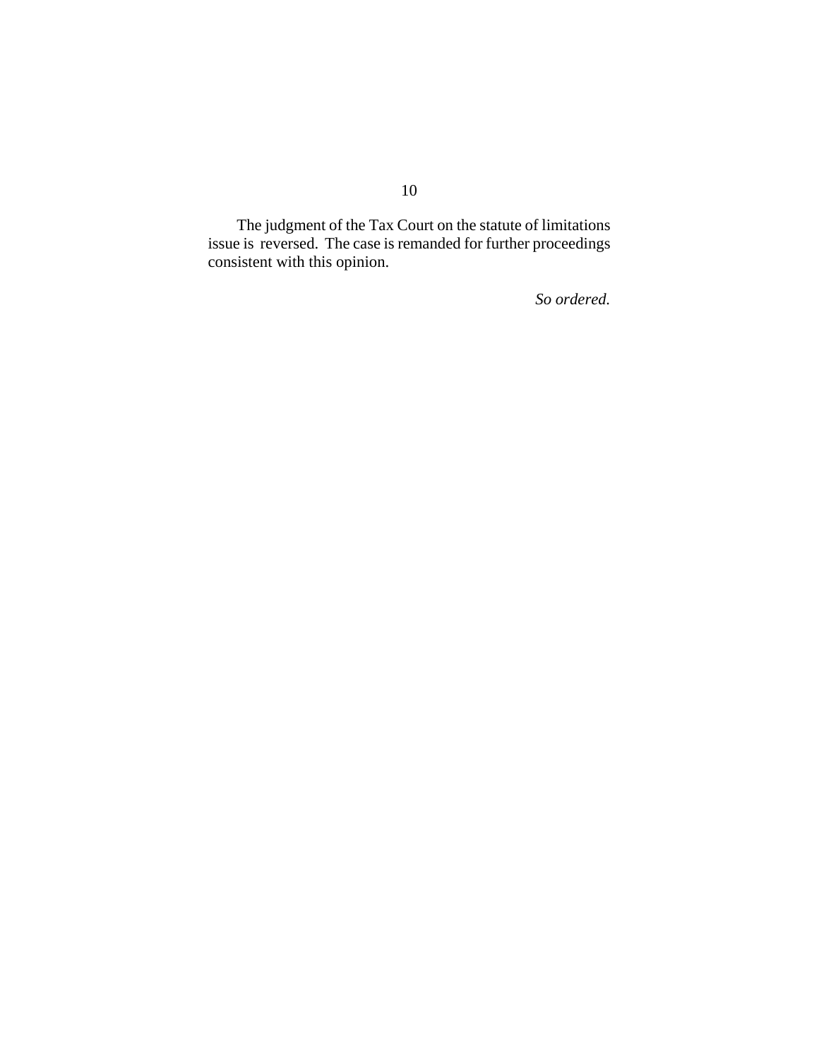The judgment of the Tax Court on the statute of limitations issue is reversed. The case is remanded for further proceedings consistent with this opinion.

*So ordered.*